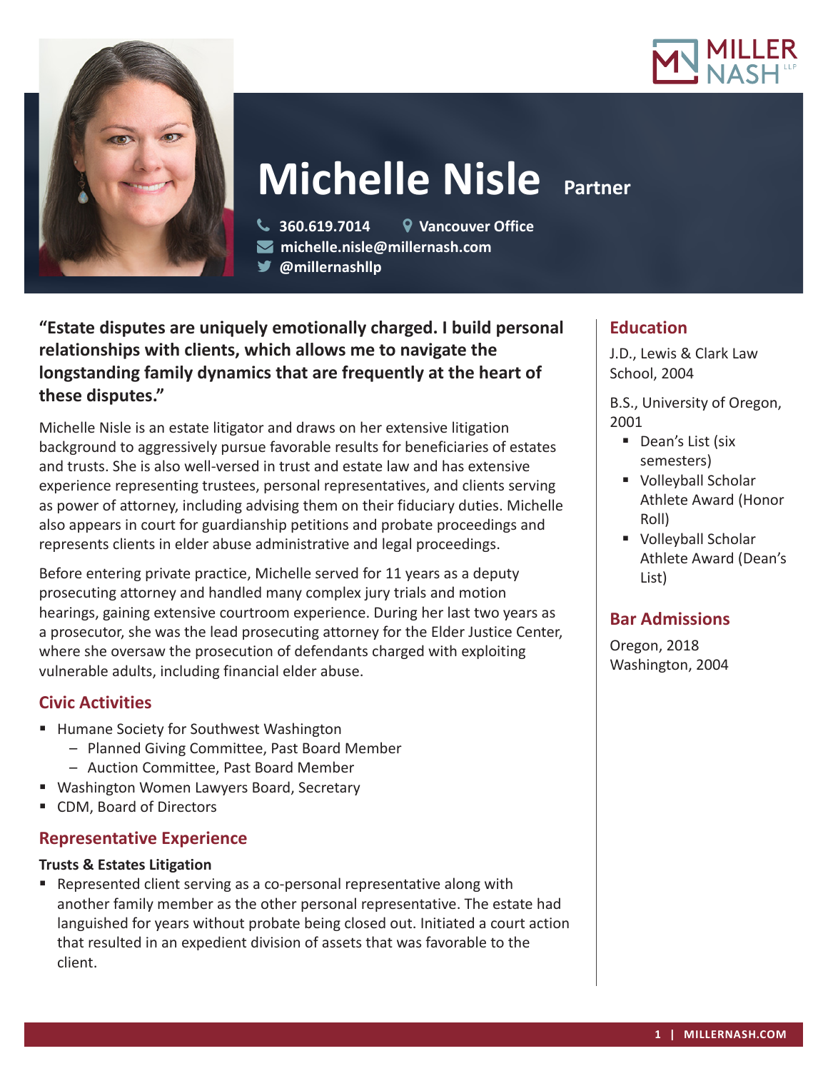# Michelle Nisle

**Partner**

360.619.7014
Vancouver Office
michelle.nisle@millernash.com
@millernashllp

**"Estate disputes are uniquely emotionally charged. I build personal relationships with clients, which allows me to navigate the longstanding family dynamics that are frequently at the heart of these disputes."**

Michelle Nisle is an estate litigator and draws on her extensive litigation background to aggressively pursue favorable results for beneficiaries of estates and trusts. She is also well-versed in trust and estate law and has extensive experience representing trustees, personal representatives, and clients serving as power of attorney, including advising them on their fiduciary duties. Michelle also appears in court for guardianship petitions and probate proceedings and represents clients in elder abuse administrative and legal proceedings.

Before entering private practice, Michelle served for 11 years as a deputy prosecuting attorney and handled many complex jury trials and motion hearings, gaining extensive courtroom experience. During her last two years as a prosecutor, she was the lead prosecuting attorney for the Elder Justice Center, where she oversaw the prosecution of defendants charged with exploiting vulnerable adults, including financial elder abuse.

## Civic Activities

- Humane Society for Southwest Washington
  - Planned Giving Committee, Past Board Member
  - Auction Committee, Past Board Member
- Washington Women Lawyers Board, Secretary
- CDM, Board of Directors

## Representative Experience

**Trusts & Estates Litigation**

- Represented client serving as a co-personal representative along with another family member as the other personal representative. The estate had languished for years without probate being closed out. Initiated a court action that resulted in an expedient division of assets that was favorable to the client.

## Education

J.D., Lewis & Clark Law School, 2004

B.S., University of Oregon, 2001

- Dean's List (six semesters)
- Volleyball Scholar Athlete Award (Honor Roll)
- Volleyball Scholar Athlete Award (Dean's List)

## Bar Admissions

Oregon, 2018
Washington, 2004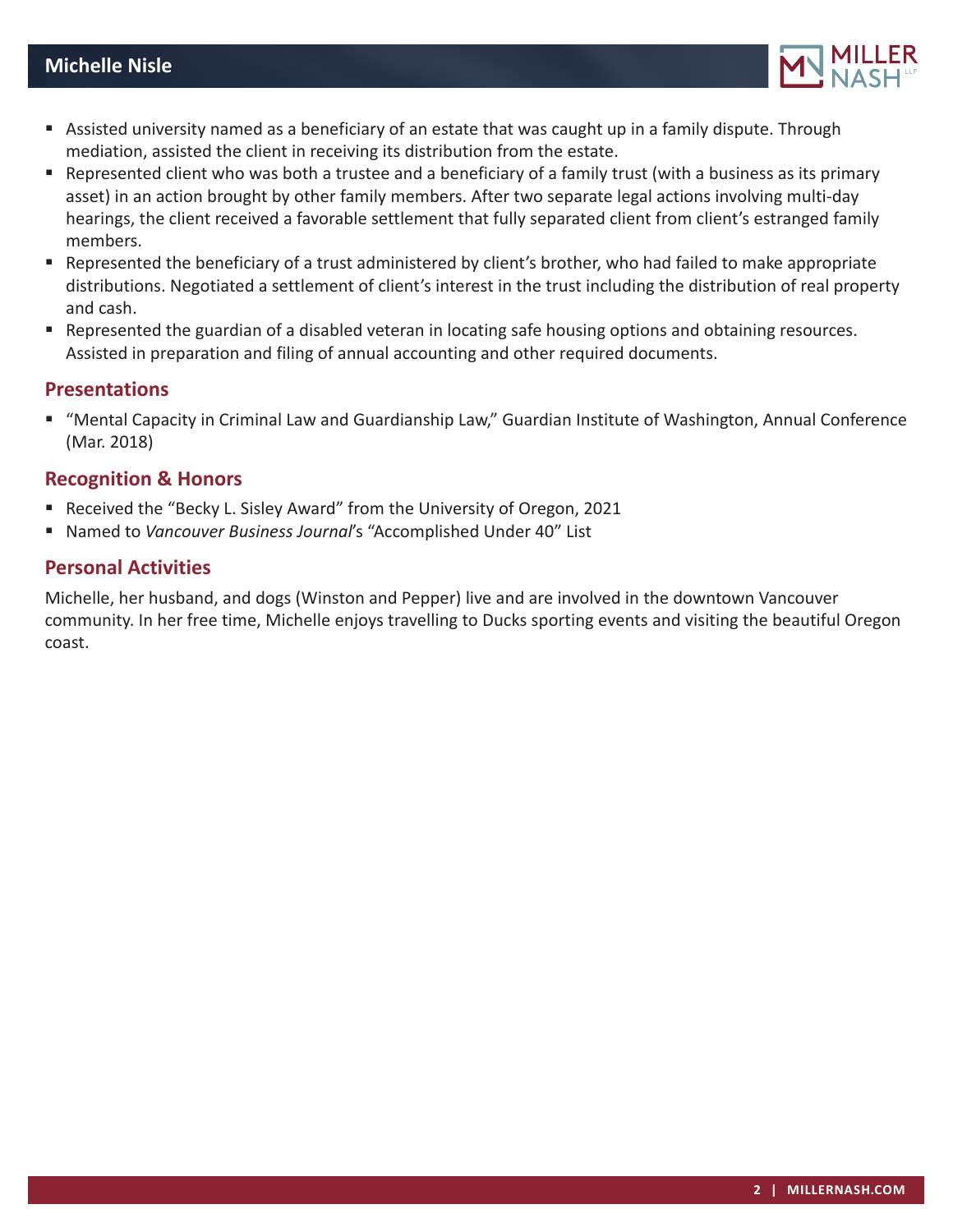- Assisted university named as a beneficiary of an estate that was caught up in a family dispute. Through mediation, assisted the client in receiving its distribution from the estate.
- Represented client who was both a trustee and a beneficiary of a family trust (with a business as its primary asset) in an action brought by other family members. After two separate legal actions involving multi-day hearings, the client received a favorable settlement that fully separated client from client's estranged family members.
- Represented the beneficiary of a trust administered by client's brother, who had failed to make appropriate distributions. Negotiated a settlement of client's interest in the trust including the distribution of real property and cash.
- Represented the guardian of a disabled veteran in locating safe housing options and obtaining resources. Assisted in preparation and filing of annual accounting and other required documents.

## Presentations

- "Mental Capacity in Criminal Law and Guardianship Law," Guardian Institute of Washington, Annual Conference (Mar. 2018)

## Recognition & Honors

- Received the "Becky L. Sisley Award" from the University of Oregon, 2021
- Named to *Vancouver Business Journal*'s "Accomplished Under 40" List

## Personal Activities

Michelle, her husband, and dogs (Winston and Pepper) live and are involved in the downtown Vancouver community. In her free time, Michelle enjoys travelling to Ducks sporting events and visiting the beautiful Oregon coast.